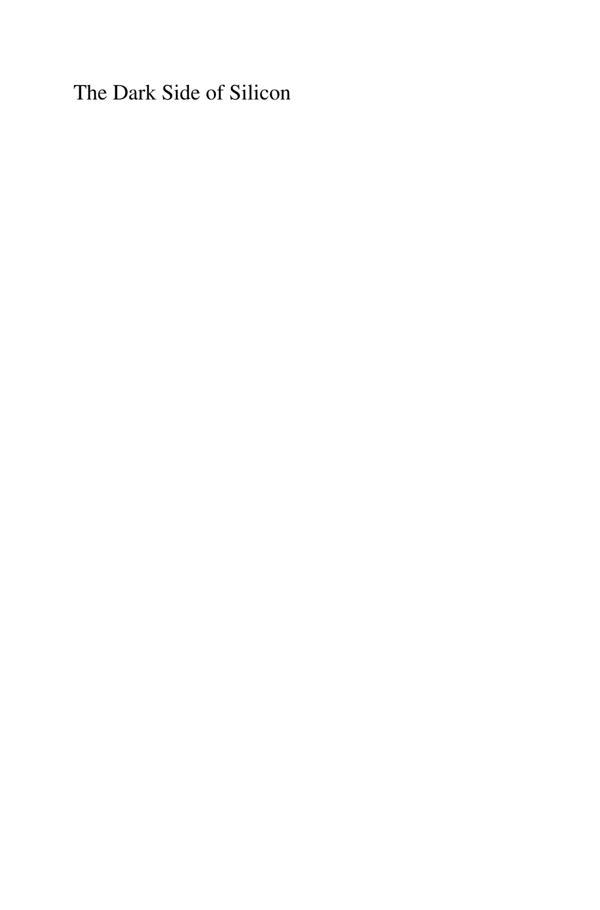The Dark Side of Silicon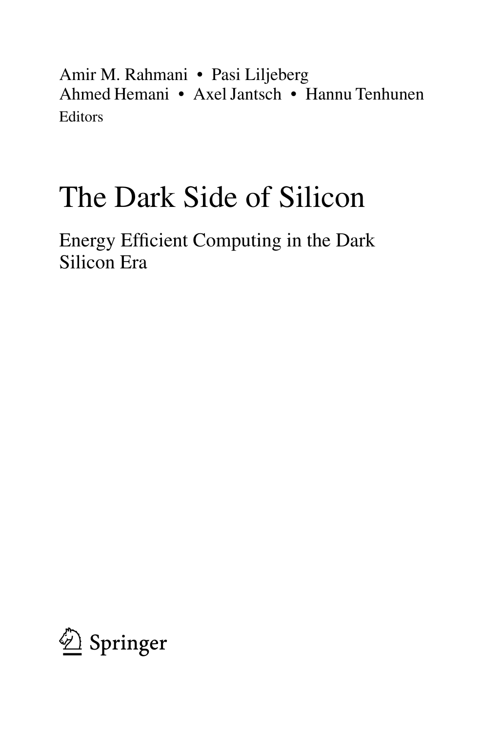Amir M. Rahmani • Pasi Liljeberg
Ahmed Hemani • Axel Jantsch • Hannu Tenhunen
Editors

# The Dark Side of Silicon

## Energy Efficient Computing in the Dark Silicon Era

Springer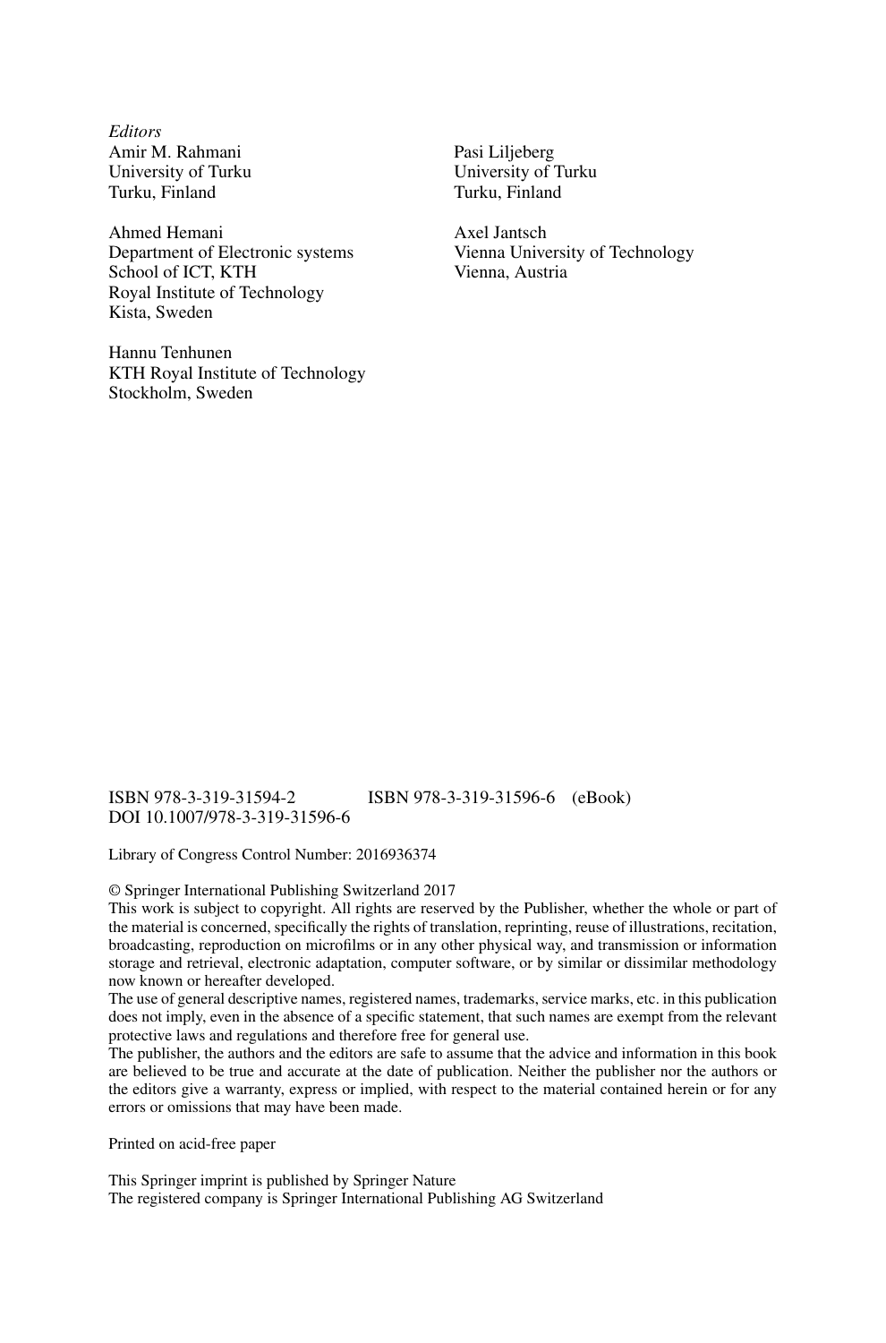*Editors*

Amir M. Rahmani
University of Turku
Turku, Finland

Pasi Liljeberg
University of Turku
Turku, Finland

Ahmed Hemani
Department of Electronic systems
School of ICT, KTH
Royal Institute of Technology
Kista, Sweden

Axel Jantsch
Vienna University of Technology
Vienna, Austria

Hannu Tenhunen
KTH Royal Institute of Technology
Stockholm, Sweden

ISBN 978-3-319-31594-2 ISBN 978-3-319-31596-6 (eBook)
DOI 10.1007/978-3-319-31596-6

Library of Congress Control Number: 2016936374

© Springer International Publishing Switzerland 2017

This work is subject to copyright. All rights are reserved by the Publisher, whether the whole or part of the material is concerned, specifically the rights of translation, reprinting, reuse of illustrations, recitation, broadcasting, reproduction on microfilms or in any other physical way, and transmission or information storage and retrieval, electronic adaptation, computer software, or by similar or dissimilar methodology now known or hereafter developed.

The use of general descriptive names, registered names, trademarks, service marks, etc. in this publication does not imply, even in the absence of a specific statement, that such names are exempt from the relevant protective laws and regulations and therefore free for general use.

The publisher, the authors and the editors are safe to assume that the advice and information in this book are believed to be true and accurate at the date of publication. Neither the publisher nor the authors or the editors give a warranty, express or implied, with respect to the material contained herein or for any errors or omissions that may have been made.

Printed on acid-free paper

This Springer imprint is published by Springer Nature
The registered company is Springer International Publishing AG Switzerland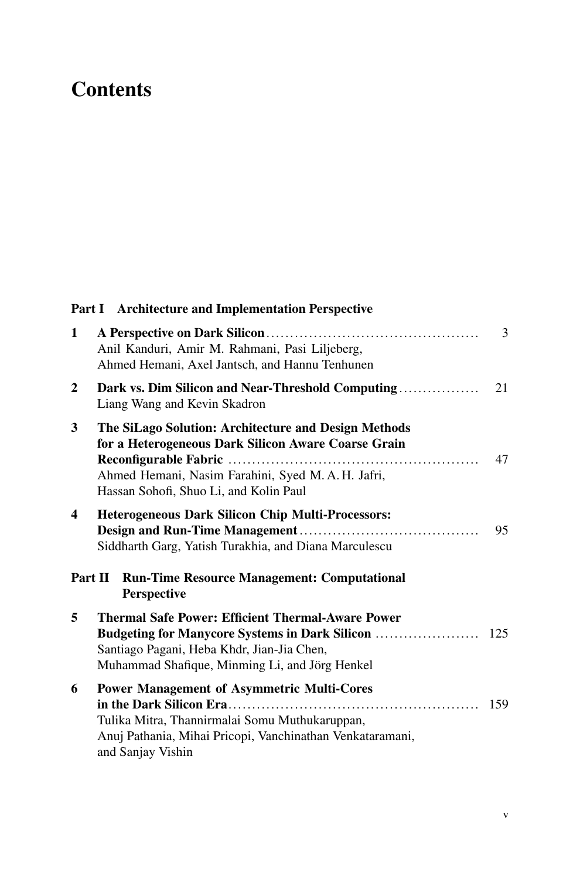# Contents

**Part I Architecture and Implementation Perspective**

**1 A Perspective on Dark Silicon** ........................................ 3
Anil Kanduri, Amir M. Rahmani, Pasi Liljeberg, Ahmed Hemani, Axel Jantsch, and Hannu Tenhunen

**2 Dark vs. Dim Silicon and Near-Threshold Computing** ................ 21
Liang Wang and Kevin Skadron

**3 The SiLago Solution: Architecture and Design Methods for a Heterogeneous Dark Silicon Aware Coarse Grain Reconfigurable Fabric** ........................................ 47
Ahmed Hemani, Nasim Farahini, Syed M. A. H. Jafri, Hassan Sohofi, Shuo Li, and Kolin Paul

**4 Heterogeneous Dark Silicon Chip Multi-Processors: Design and Run-Time Management** ........................................ 95
Siddharth Garg, Yatish Turakhia, and Diana Marculescu

**Part II Run-Time Resource Management: Computational Perspective**

**5 Thermal Safe Power: Efficient Thermal-Aware Power Budgeting for Manycore Systems in Dark Silicon** ..................... 125
Santiago Pagani, Heba Khdr, Jian-Jia Chen, Muhammad Shafique, Minming Li, and Jörg Henkel

**6 Power Management of Asymmetric Multi-Cores in the Dark Silicon Era** ........................................ 159
Tulika Mitra, Thannirmalai Somu Muthukaruppan, Anuj Pathania, Mihai Pricopi, Vanchinathan Venkataramani, and Sanjay Vishin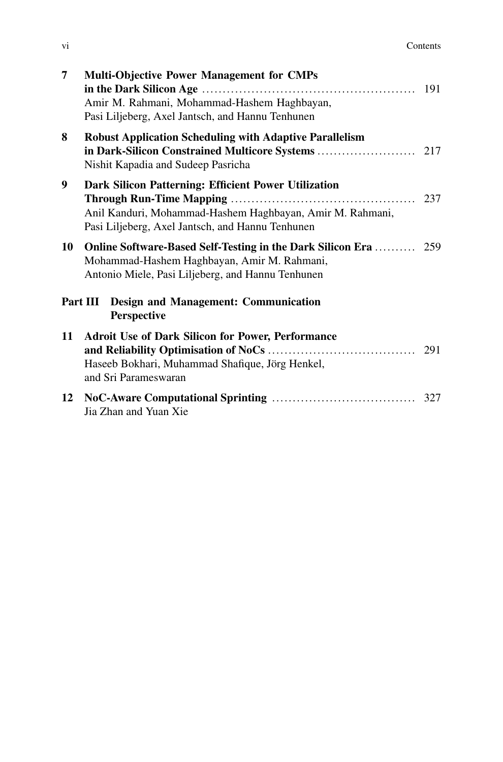**7 Multi-Objective Power Management for CMPs in the Dark Silicon Age** ........ 191
Amir M. Rahmani, Mohammad-Hashem Haghbayan, Pasi Liljeberg, Axel Jantsch, and Hannu Tenhunen

**8 Robust Application Scheduling with Adaptive Parallelism in Dark-Silicon Constrained Multicore Systems** ........ 217
Nishit Kapadia and Sudeep Pasricha

**9 Dark Silicon Patterning: Efficient Power Utilization Through Run-Time Mapping** ........ 237
Anil Kanduri, Mohammad-Hashem Haghbayan, Amir M. Rahmani, Pasi Liljeberg, Axel Jantsch, and Hannu Tenhunen

**10 Online Software-Based Self-Testing in the Dark Silicon Era** ........ 259
Mohammad-Hashem Haghbayan, Amir M. Rahmani, Antonio Miele, Pasi Liljeberg, and Hannu Tenhunen

## Part III Design and Management: Communication Perspective

**11 Adroit Use of Dark Silicon for Power, Performance and Reliability Optimisation of NoCs** ........ 291
Haseeb Bokhari, Muhammad Shafique, Jörg Henkel, and Sri Parameswaran

**12 NoC-Aware Computational Sprinting** ........ 327
Jia Zhan and Yuan Xie